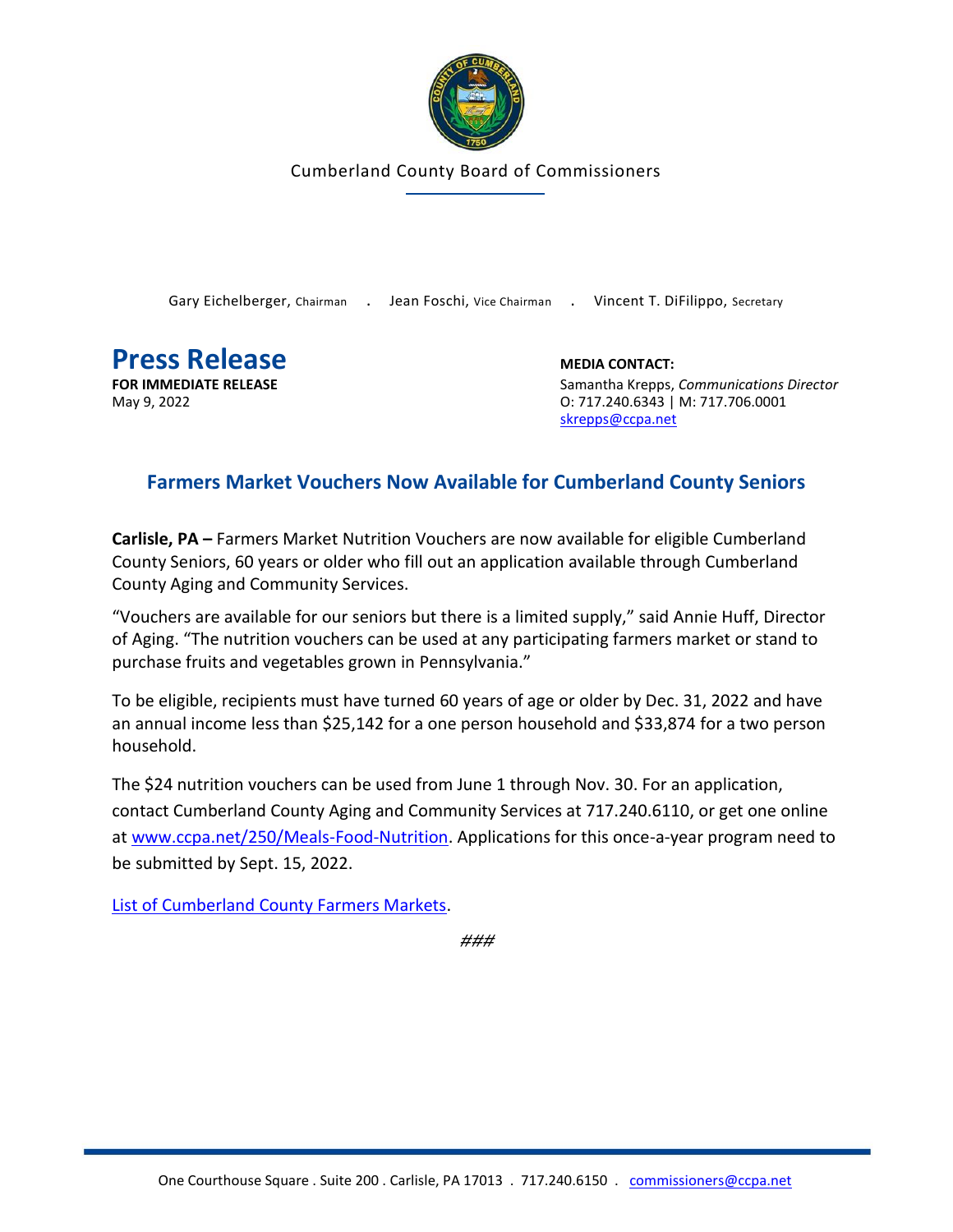Cumberland County Board of Commissioners

Gary Eichelberger, Chairman . Jean Foschi, Vice Chairman . Vincent T. DiFilippo, Secretary

# Press Release

**FOR IMMEDIATE RELEASE**
May 9, 2022

**MEDIA CONTACT:**
Samantha Krepps, *Communications Director*
O: 717.240.6343 | M: 717.706.0001
skrepps@ccpa.net

## Farmers Market Vouchers Now Available for Cumberland County Seniors

**Carlisle, PA –** Farmers Market Nutrition Vouchers are now available for eligible Cumberland County Seniors, 60 years or older who fill out an application available through Cumberland County Aging and Community Services.

"Vouchers are available for our seniors but there is a limited supply," said Annie Huff, Director of Aging. "The nutrition vouchers can be used at any participating farmers market or stand to purchase fruits and vegetables grown in Pennsylvania."

To be eligible, recipients must have turned 60 years of age or older by Dec. 31, 2022 and have an annual income less than $25,142 for a one person household and $33,874 for a two person household.

The $24 nutrition vouchers can be used from June 1 through Nov. 30. For an application, contact Cumberland County Aging and Community Services at 717.240.6110, or get one online at www.ccpa.net/250/Meals-Food-Nutrition. Applications for this once-a-year program need to be submitted by Sept. 15, 2022.

List of Cumberland County Farmers Markets.

*###*

One Courthouse Square . Suite 200 . Carlisle, PA 17013 . 717.240.6150 . commissioners@ccpa.net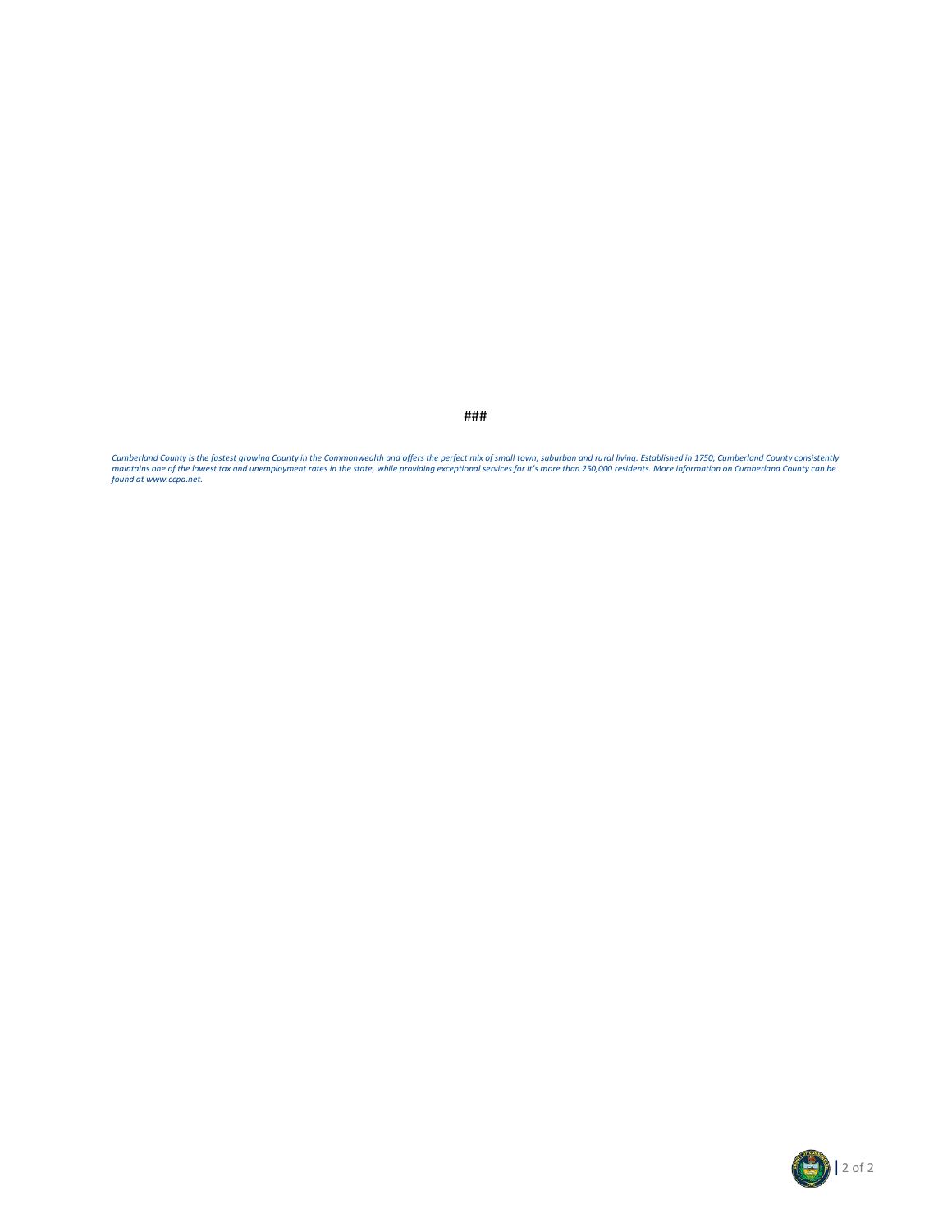###

*Cumberland County is the fastest growing County in the Commonwealth and offers the perfect mix of small town, suburban and rural living. Established in 1750, Cumberland County consistently maintains one of the lowest tax and unemployment rates in the state, while providing exceptional services for it's more than 250,000 residents. More information on Cumberland County can be found at www.ccpa.net.*